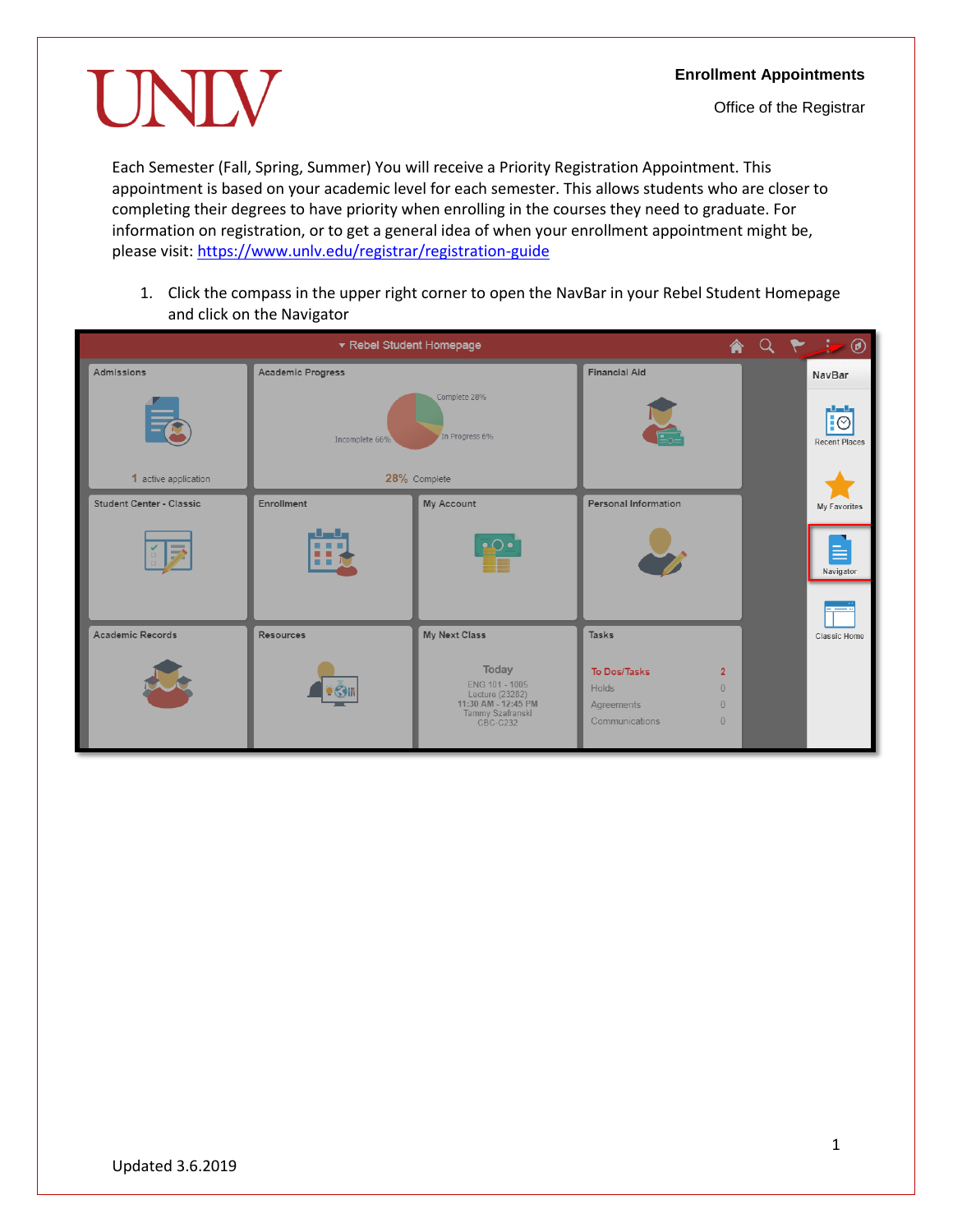**Enrollment Appointments**

Office of the Registrar

Each Semester (Fall, Spring, Summer) You will receive a Priority Registration Appointment. This appointment is based on your academic level for each semester. This allows students who are closer to completing their degrees to have priority when enrolling in the courses they need to graduate. For information on registration, or to get a general idea of when your enrollment appointment might be, please visit: https://www.unlv.edu/registrar/registration-guide

1. Click the compass in the upper right corner to open the NavBar in your Rebel Student Homepage and click on the Navigator

Updated 3.6.2019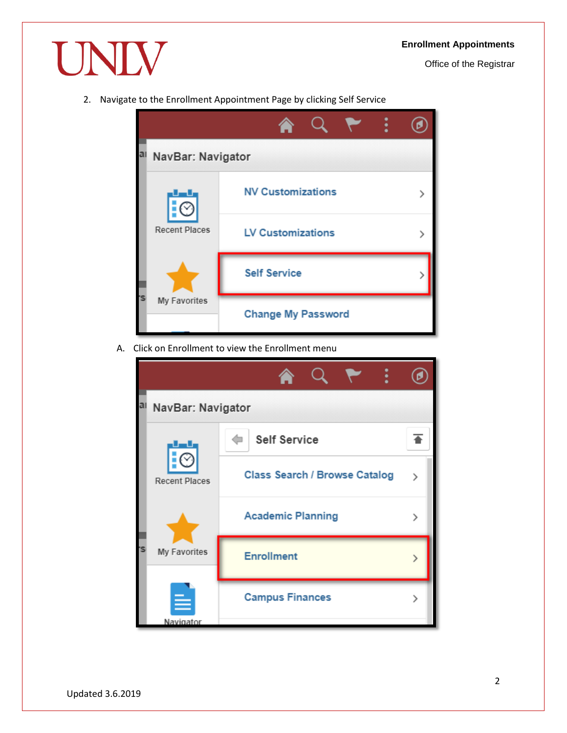2. Navigate to the Enrollment Appointment Page by clicking Self Service

   A. Click on Enrollment to view the Enrollment menu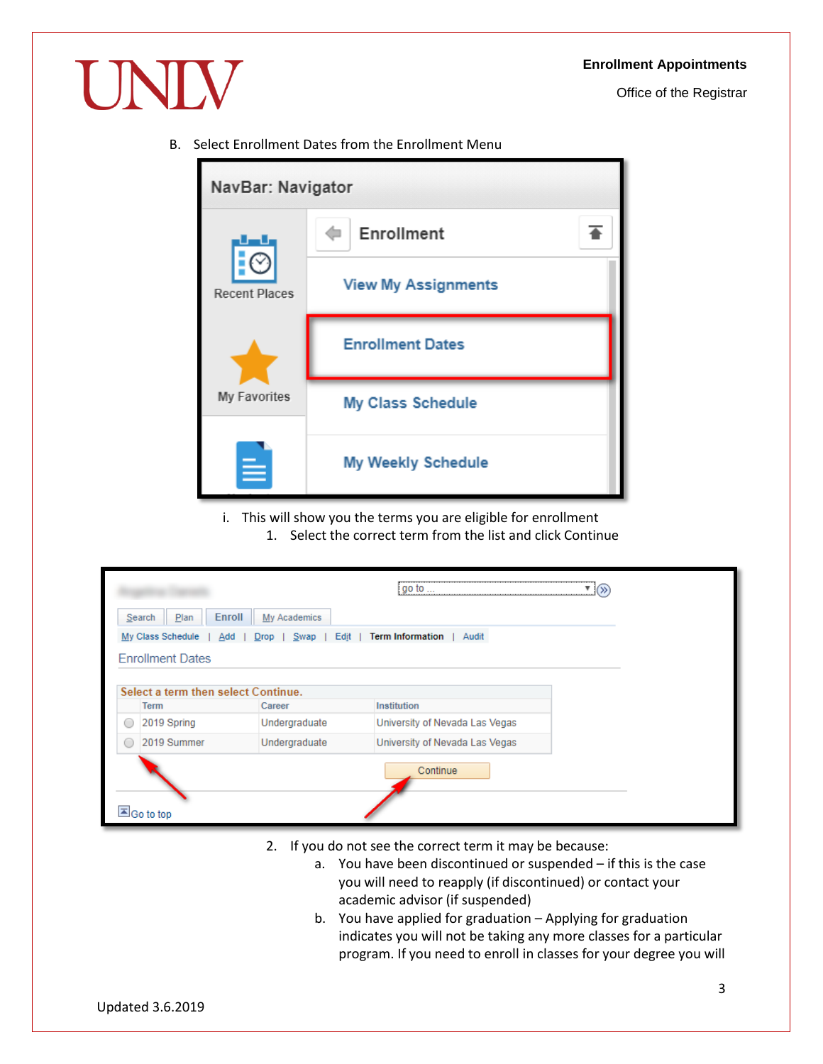B. Select Enrollment Dates from the Enrollment Menu

i. This will show you the terms you are eligible for enrollment
   1. Select the correct term from the list and click Continue

   2. If you do not see the correct term it may be because:
      a. You have been discontinued or suspended – if this is the case you will need to reapply (if discontinued) or contact your academic advisor (if suspended)
      b. You have applied for graduation – Applying for graduation indicates you will not be taking any more classes for a particular program. If you need to enroll in classes for your degree you will

Updated 3.6.2019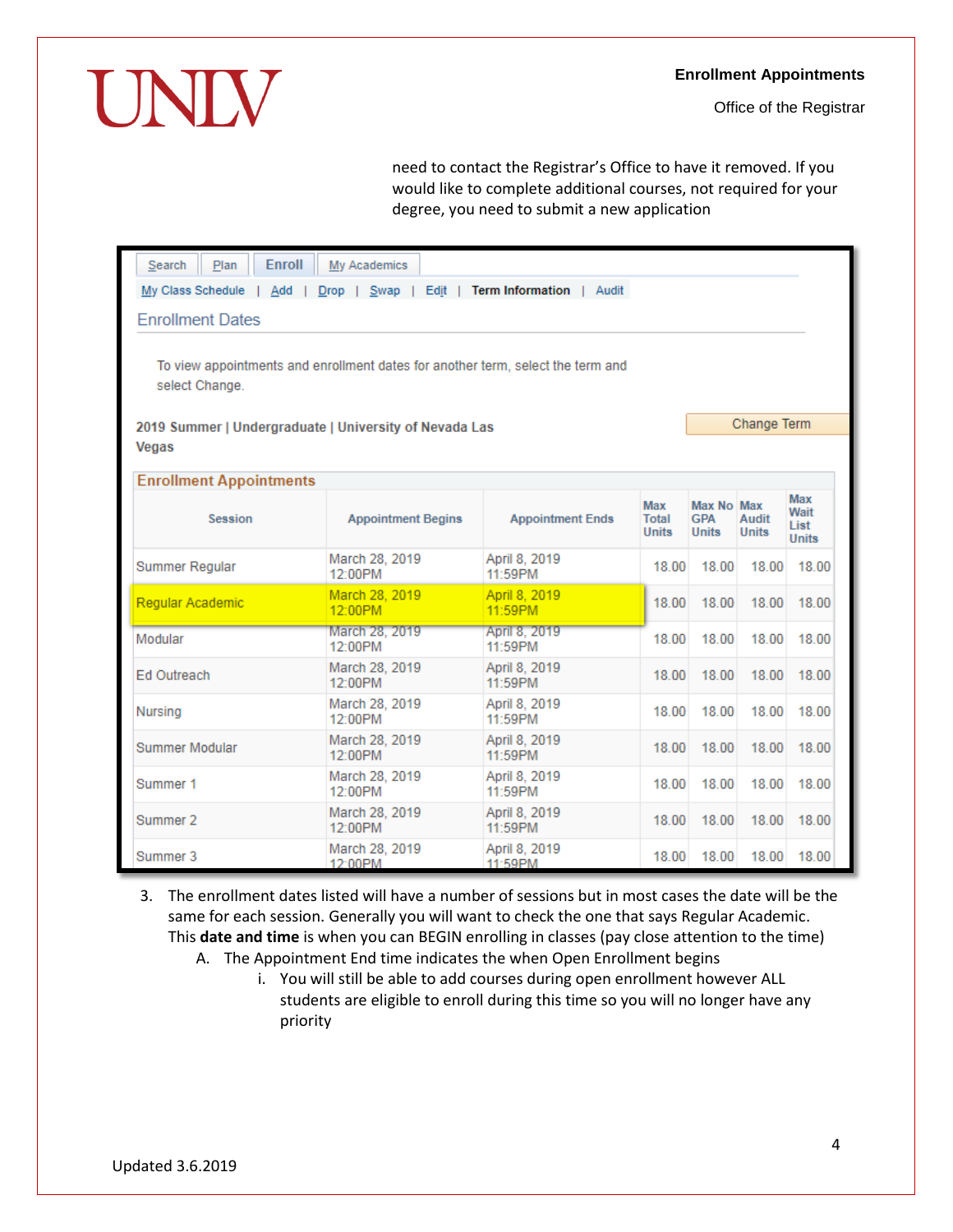need to contact the Registrar's Office to have it removed. If you would like to complete additional courses, not required for your degree, you need to submit a new application

Search | Plan | Enroll | My Academics

My Class Schedule | Add | Drop | Swap | Edit | Term Information | Audit

Enrollment Dates

To view appointments and enrollment dates for another term, select the term and select Change.

**2019 Summer | Undergraduate | University of Nevada Las Vegas**

Change Term

**Enrollment Appointments**

| Session | Appointment Begins | Appointment Ends | Max Total Units | Max No GPA Units | Max Audit Units | Max Wait List Units |
|---|---|---|---|---|---|---|
| Summer Regular | March 28, 2019 12:00PM | April 8, 2019 11:59PM | 18.00 | 18.00 | 18.00 | 18.00 |
| Regular Academic | March 28, 2019 12:00PM | April 8, 2019 11:59PM | 18.00 | 18.00 | 18.00 | 18.00 |
| Modular | March 28, 2019 12:00PM | April 8, 2019 11:59PM | 18.00 | 18.00 | 18.00 | 18.00 |
| Ed Outreach | March 28, 2019 12:00PM | April 8, 2019 11:59PM | 18.00 | 18.00 | 18.00 | 18.00 |
| Nursing | March 28, 2019 12:00PM | April 8, 2019 11:59PM | 18.00 | 18.00 | 18.00 | 18.00 |
| Summer Modular | March 28, 2019 12:00PM | April 8, 2019 11:59PM | 18.00 | 18.00 | 18.00 | 18.00 |
| Summer 1 | March 28, 2019 12:00PM | April 8, 2019 11:59PM | 18.00 | 18.00 | 18.00 | 18.00 |
| Summer 2 | March 28, 2019 12:00PM | April 8, 2019 11:59PM | 18.00 | 18.00 | 18.00 | 18.00 |
| Summer 3 | March 28, 2019 12:00PM | April 8, 2019 11:59PM | 18.00 | 18.00 | 18.00 | 18.00 |

3. The enrollment dates listed will have a number of sessions but in most cases the date will be the same for each session. Generally you will want to check the one that says Regular Academic. This **date and time** is when you can BEGIN enrolling in classes (pay close attention to the time)
   A. The Appointment End time indicates the when Open Enrollment begins
      i. You will still be able to add courses during open enrollment however ALL students are eligible to enroll during this time so you will no longer have any priority

Updated 3.6.2019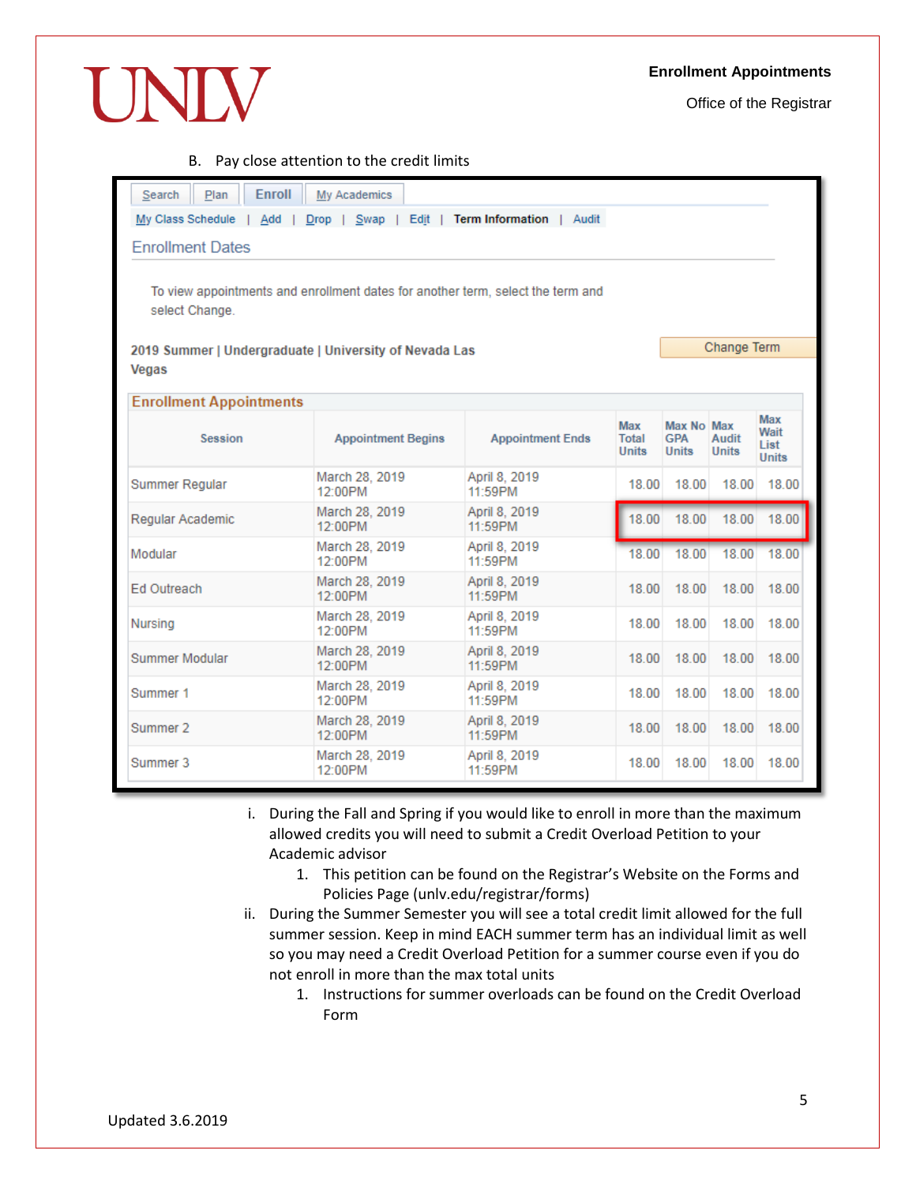B. Pay close attention to the credit limits

Search | Plan | Enroll | My Academics

My Class Schedule | Add | Drop | Swap | Edit | Term Information | Audit

Enrollment Dates

To view appointments and enrollment dates for another term, select the term and select Change.

2019 Summer | Undergraduate | University of Nevada Las Vegas

Change Term

**Enrollment Appointments**

| Session | Appointment Begins | Appointment Ends | Max Total Units | Max No GPA Units | Max Audit Units | Max Wait List Units |
|---|---|---|---|---|---|---|
| Summer Regular | March 28, 2019 12:00PM | April 8, 2019 11:59PM | 18.00 | 18.00 | 18.00 | 18.00 |
| Regular Academic | March 28, 2019 12:00PM | April 8, 2019 11:59PM | 18.00 | 18.00 | 18.00 | 18.00 |
| Modular | March 28, 2019 12:00PM | April 8, 2019 11:59PM | 18.00 | 18.00 | 18.00 | 18.00 |
| Ed Outreach | March 28, 2019 12:00PM | April 8, 2019 11:59PM | 18.00 | 18.00 | 18.00 | 18.00 |
| Nursing | March 28, 2019 12:00PM | April 8, 2019 11:59PM | 18.00 | 18.00 | 18.00 | 18.00 |
| Summer Modular | March 28, 2019 12:00PM | April 8, 2019 11:59PM | 18.00 | 18.00 | 18.00 | 18.00 |
| Summer 1 | March 28, 2019 12:00PM | April 8, 2019 11:59PM | 18.00 | 18.00 | 18.00 | 18.00 |
| Summer 2 | March 28, 2019 12:00PM | April 8, 2019 11:59PM | 18.00 | 18.00 | 18.00 | 18.00 |
| Summer 3 | March 28, 2019 12:00PM | April 8, 2019 11:59PM | 18.00 | 18.00 | 18.00 | 18.00 |

i. During the Fall and Spring if you would like to enroll in more than the maximum allowed credits you will need to submit a Credit Overload Petition to your Academic advisor

   1. This petition can be found on the Registrar's Website on the Forms and Policies Page (unlv.edu/registrar/forms)

ii. During the Summer Semester you will see a total credit limit allowed for the full summer session. Keep in mind EACH summer term has an individual limit as well so you may need a Credit Overload Petition for a summer course even if you do not enroll in more than the max total units

   1. Instructions for summer overloads can be found on the Credit Overload Form

Updated 3.6.2019